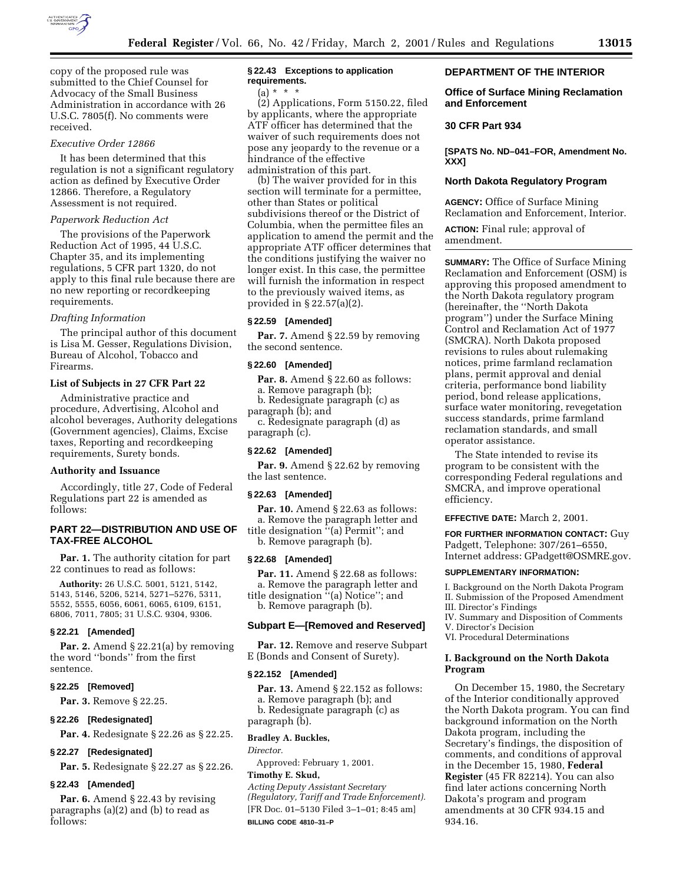copy of the proposed rule was submitted to the Chief Counsel for Advocacy of the Small Business Administration in accordance with 26 U.S.C. 7805(f). No comments were received.

*Executive Order 12866*

It has been determined that this regulation is not a significant regulatory action as defined by Executive Order 12866. Therefore, a Regulatory Assessment is not required.

*Paperwork Reduction Act*

The provisions of the Paperwork Reduction Act of 1995, 44 U.S.C. Chapter 35, and its implementing regulations, 5 CFR part 1320, do not apply to this final rule because there are no new reporting or recordkeeping requirements.

*Drafting Information*

The principal author of this document is Lisa M. Gesser, Regulations Division, Bureau of Alcohol, Tobacco and Firearms.

**List of Subjects in 27 CFR Part 22**

Administrative practice and procedure, Advertising, Alcohol and alcohol beverages, Authority delegations (Government agencies), Claims, Excise taxes, Reporting and recordkeeping requirements, Surety bonds.

**Authority and Issuance**

Accordingly, title 27, Code of Federal Regulations part 22 is amended as follows:

## PART 22—DISTRIBUTION AND USE OF TAX-FREE ALCOHOL

**Par. 1.** The authority citation for part 22 continues to read as follows:

**Authority:** 26 U.S.C. 5001, 5121, 5142, 5143, 5146, 5206, 5214, 5271–5276, 5311, 5552, 5555, 6056, 6061, 6065, 6109, 6151, 6806, 7011, 7805; 31 U.S.C. 9304, 9306.

### § 22.21 [Amended]

**Par. 2.** Amend § 22.21(a) by removing the word ''bonds'' from the first sentence.

### § 22.25 [Removed]

**Par. 3.** Remove § 22.25.

### § 22.26 [Redesignated]

**Par. 4.** Redesignate § 22.26 as § 22.25.

### § 22.27 [Redesignated]

**Par. 5.** Redesignate § 22.27 as § 22.26.

### § 22.43 [Amended]

**Par. 6.** Amend § 22.43 by revising paragraphs (a)(2) and (b) to read as follows:

### § 22.43 Exceptions to application requirements.

(a) * * *

(2) Applications, Form 5150.22, filed by applicants, where the appropriate ATF officer has determined that the waiver of such requirements does not pose any jeopardy to the revenue or a hindrance of the effective administration of this part.

(b) The waiver provided for in this section will terminate for a permittee, other than States or political subdivisions thereof or the District of Columbia, when the permittee files an application to amend the permit and the appropriate ATF officer determines that the conditions justifying the waiver no longer exist. In this case, the permittee will furnish the information in respect to the previously waived items, as provided in § 22.57(a)(2).

### § 22.59 [Amended]

**Par. 7.** Amend § 22.59 by removing the second sentence.

### § 22.60 [Amended]

**Par. 8.** Amend § 22.60 as follows:

a. Remove paragraph (b);

b. Redesignate paragraph (c) as paragraph (b); and

c. Redesignate paragraph (d) as paragraph (c).

### § 22.62 [Amended]

**Par. 9.** Amend § 22.62 by removing the last sentence.

### § 22.63 [Amended]

**Par. 10.** Amend § 22.63 as follows:

a. Remove the paragraph letter and title designation ''(a) Permit''; and

b. Remove paragraph (b).

### § 22.68 [Amended]

**Par. 11.** Amend § 22.68 as follows:

a. Remove the paragraph letter and title designation ''(a) Notice''; and

b. Remove paragraph (b).

## Subpart E—[Removed and Reserved]

**Par. 12.** Remove and reserve Subpart E (Bonds and Consent of Surety).

### § 22.152 [Amended]

**Par. 13.** Amend § 22.152 as follows:

a. Remove paragraph (b); and

b. Redesignate paragraph (c) as paragraph (b).

**Bradley A. Buckles,**

*Director.*

Approved: February 1, 2001.

**Timothy E. Skud,**

*Acting Deputy Assistant Secretary (Regulatory, Tariff and Trade Enforcement).*

[FR Doc. 01–5130 Filed 3–1–01; 8:45 am]

**BILLING CODE 4810–31–P**

## DEPARTMENT OF THE INTERIOR

## Office of Surface Mining Reclamation and Enforcement

## 30 CFR Part 934

**[SPATS No. ND–041–FOR, Amendment No. XXX]**

## North Dakota Regulatory Program

**AGENCY:** Office of Surface Mining Reclamation and Enforcement, Interior.

**ACTION:** Final rule; approval of amendment.

**SUMMARY:** The Office of Surface Mining Reclamation and Enforcement (OSM) is approving this proposed amendment to the North Dakota regulatory program (hereinafter, the ''North Dakota program'') under the Surface Mining Control and Reclamation Act of 1977 (SMCRA). North Dakota proposed revisions to rules about rulemaking notices, prime farmland reclamation plans, permit approval and denial criteria, performance bond liability period, bond release applications, surface water monitoring, revegetation success standards, prime farmland reclamation standards, and small operator assistance.

The State intended to revise its program to be consistent with the corresponding Federal regulations and SMCRA, and improve operational efficiency.

**EFFECTIVE DATE:** March 2, 2001.

**FOR FURTHER INFORMATION CONTACT:** Guy Padgett, Telephone: 307/261–6550, Internet address: GPadgett@OSMRE.gov.

**SUPPLEMENTARY INFORMATION:**

I. Background on the North Dakota Program
II. Submission of the Proposed Amendment
III. Director's Findings
IV. Summary and Disposition of Comments
V. Director's Decision
VI. Procedural Determinations

## I. Background on the North Dakota Program

On December 15, 1980, the Secretary of the Interior conditionally approved the North Dakota program. You can find background information on the North Dakota program, including the Secretary's findings, the disposition of comments, and conditions of approval in the December 15, 1980, **Federal Register** (45 FR 82214). You can also find later actions concerning North Dakota's program and program amendments at 30 CFR 934.15 and 934.16.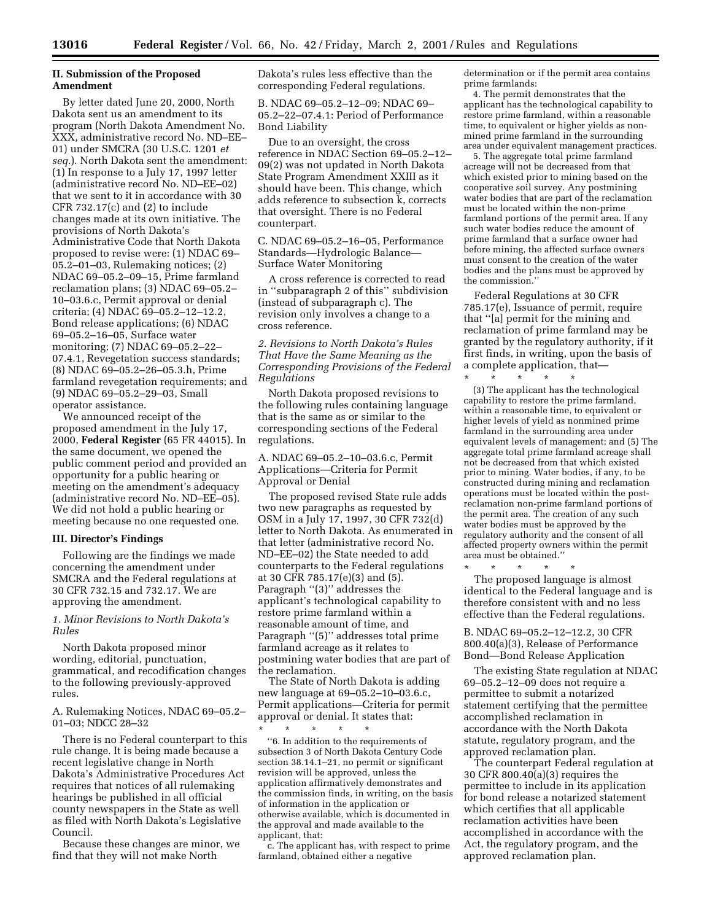## II. Submission of the Proposed Amendment

By letter dated June 20, 2000, North Dakota sent us an amendment to its program (North Dakota Amendment No. XXX, administrative record No. ND–EE–01) under SMCRA (30 U.S.C. 1201 *et seq.*). North Dakota sent the amendment: (1) In response to a July 17, 1997 letter (administrative record No. ND–EE–02) that we sent to it in accordance with 30 CFR 732.17(c) and (2) to include changes made at its own initiative. The provisions of North Dakota's Administrative Code that North Dakota proposed to revise were: (1) NDAC 69–05.2–01–03, Rulemaking notices; (2) NDAC 69–05.2–09–15, Prime farmland reclamation plans; (3) NDAC 69–05.2–10–03.6.c, Permit approval or denial criteria; (4) NDAC 69–05.2–12–12.2, Bond release applications; (6) NDAC 69–05.2–16–05, Surface water monitoring; (7) NDAC 69–05.2–22–07.4.1, Revegetation success standards; (8) NDAC 69–05.2–26–05.3.h, Prime farmland revegetation requirements; and (9) NDAC 69–05.2–29–03, Small operator assistance.

We announced receipt of the proposed amendment in the July 17, 2000, **Federal Register** (65 FR 44015). In the same document, we opened the public comment period and provided an opportunity for a public hearing or meeting on the amendment's adequacy (administrative record No. ND–EE–05). We did not hold a public hearing or meeting because no one requested one.

## III. Director's Findings

Following are the findings we made concerning the amendment under SMCRA and the Federal regulations at 30 CFR 732.15 and 732.17. We are approving the amendment.

### *1. Minor Revisions to North Dakota's Rules*

North Dakota proposed minor wording, editorial, punctuation, grammatical, and recodification changes to the following previously-approved rules.

A. Rulemaking Notices, NDAC 69–05.2–01–03; NDCC 28–32

There is no Federal counterpart to this rule change. It is being made because a recent legislative change in North Dakota's Administrative Procedures Act requires that notices of all rulemaking hearings be published in all official county newspapers in the State as well as filed with North Dakota's Legislative Council.

Because these changes are minor, we find that they will not make North Dakota's rules less effective than the corresponding Federal regulations.

B. NDAC 69–05.2–12–09; NDAC 69–05.2–22–07.4.1: Period of Performance Bond Liability

Due to an oversight, the cross reference in NDAC Section 69–05.2–12–09(2) was not updated in North Dakota State Program Amendment XXIII as it should have been. This change, which adds reference to subsection k, corrects that oversight. There is no Federal counterpart.

C. NDAC 69–05.2–16–05, Performance Standards—Hydrologic Balance—Surface Water Monitoring

A cross reference is corrected to read in "subparagraph 2 of this" subdivision (instead of subparagraph c). The revision only involves a change to a cross reference.

### *2. Revisions to North Dakota's Rules That Have the Same Meaning as the Corresponding Provisions of the Federal Regulations*

North Dakota proposed revisions to the following rules containing language that is the same as or similar to the corresponding sections of the Federal regulations.

A. NDAC 69–05.2–10–03.6.c, Permit Applications—Criteria for Permit Approval or Denial

The proposed revised State rule adds two new paragraphs as requested by OSM in a July 17, 1997, 30 CFR 732(d) letter to North Dakota. As enumerated in that letter (administrative record No. ND–EE–02) the State needed to add counterparts to the Federal regulations at 30 CFR 785.17(e)(3) and (5). Paragraph "(3)" addresses the applicant's technological capability to restore prime farmland within a reasonable amount of time, and Paragraph "(5)" addresses total prime farmland acreage as it relates to postmining water bodies that are part of the reclamation.

The State of North Dakota is adding new language at 69–05.2–10–03.6.c, Permit applications—Criteria for permit approval or denial. It states that:

\* \* \* \* \*

"6. In addition to the requirements of subsection 3 of North Dakota Century Code section 38.14.1–21, no permit or significant revision will be approved, unless the application affirmatively demonstrates and the commission finds, in writing, on the basis of information in the application or otherwise available, which is documented in the approval and made available to the applicant, that:

c. The applicant has, with respect to prime farmland, obtained either a negative determination or if the permit area contains prime farmlands:

4. The permit demonstrates that the applicant has the technological capability to restore prime farmland, within a reasonable time, to equivalent or higher yields as non-mined prime farmland in the surrounding area under equivalent management practices.

5. The aggregate total prime farmland acreage will not be decreased from that which existed prior to mining based on the cooperative soil survey. Any postmining water bodies that are part of the reclamation must be located within the non-prime farmland portions of the permit area. If any such water bodies reduce the amount of prime farmland that a surface owner had before mining, the affected surface owners must consent to the creation of the water bodies and the plans must be approved by the commission."

Federal Regulations at 30 CFR 785.17(e), Issuance of permit, require that "[a] permit for the mining and reclamation of prime farmland may be granted by the regulatory authority, if it first finds, in writing, upon the basis of a complete application, that—

\* \* \* \* \*

(3) The applicant has the technological capability to restore the prime farmland, within a reasonable time, to equivalent or higher levels of yield as nonmined prime farmland in the surrounding area under equivalent levels of management; and (5) The aggregate total prime farmland acreage shall not be decreased from that which existed prior to mining. Water bodies, if any, to be constructed during mining and reclamation operations must be located within the post-reclamation non-prime farmland portions of the permit area. The creation of any such water bodies must be approved by the regulatory authority and the consent of all affected property owners within the permit area must be obtained."

\* \* \* \* \*

The proposed language is almost identical to the Federal language and is therefore consistent with and no less effective than the Federal regulations.

B. NDAC 69–05.2–12–12.2, 30 CFR 800.40(a)(3), Release of Performance Bond—Bond Release Application

The existing State regulation at NDAC 69–05.2–12–09 does not require a permittee to submit a notarized statement certifying that the permittee accomplished reclamation in accordance with the North Dakota statute, regulatory program, and the approved reclamation plan.

The counterpart Federal regulation at 30 CFR 800.40(a)(3) requires the permittee to include in its application for bond release a notarized statement which certifies that all applicable reclamation activities have been accomplished in accordance with the Act, the regulatory program, and the approved reclamation plan.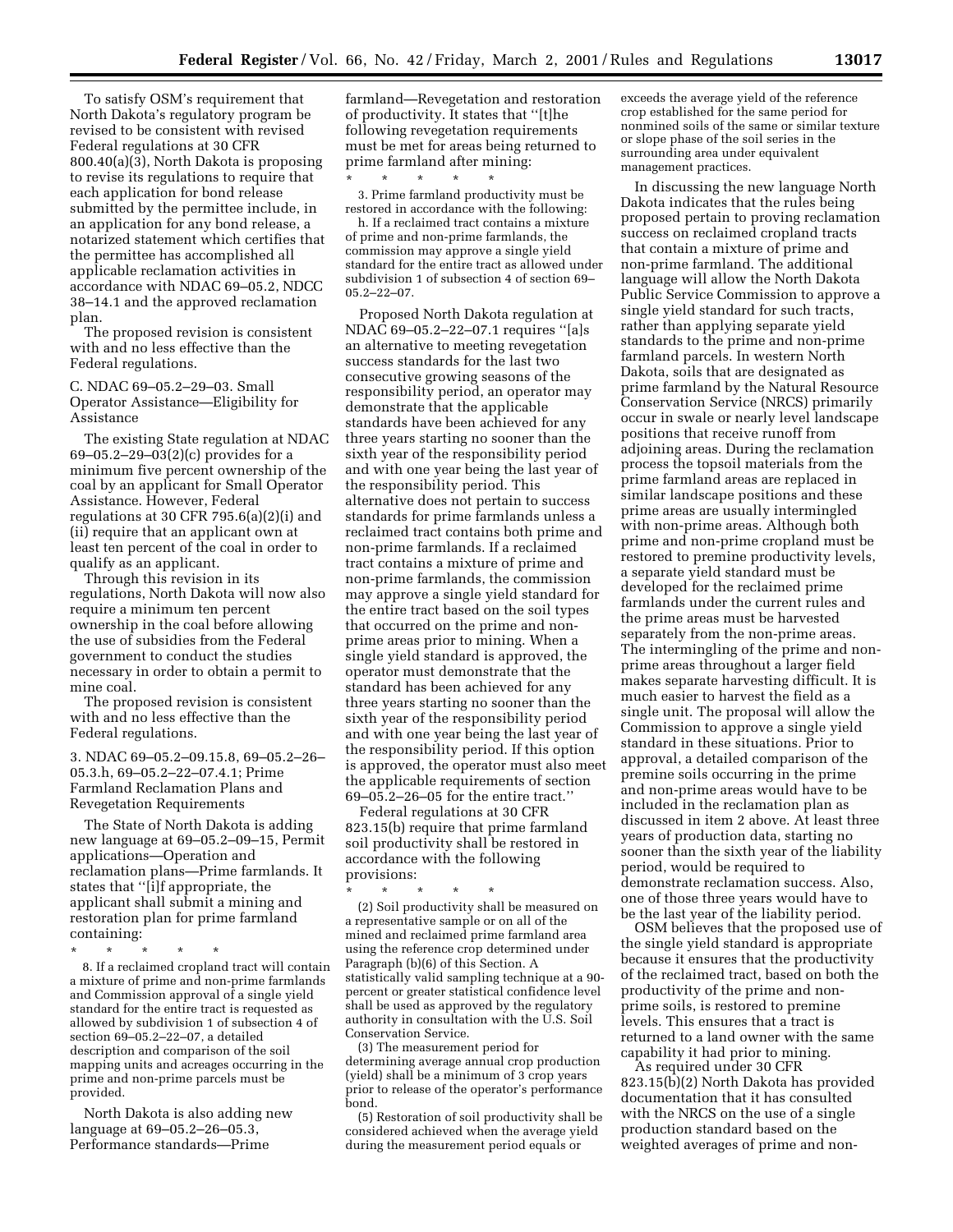To satisfy OSM's requirement that North Dakota's regulatory program be revised to be consistent with revised Federal regulations at 30 CFR 800.40(a)(3), North Dakota is proposing to revise its regulations to require that each application for bond release submitted by the permittee include, in an application for any bond release, a notarized statement which certifies that the permittee has accomplished all applicable reclamation activities in accordance with NDAC 69–05.2, NDCC 38–14.1 and the approved reclamation plan.

The proposed revision is consistent with and no less effective than the Federal regulations.

C. NDAC 69–05.2–29–03. Small Operator Assistance—Eligibility for Assistance

The existing State regulation at NDAC 69–05.2–29–03(2)(c) provides for a minimum five percent ownership of the coal by an applicant for Small Operator Assistance. However, Federal regulations at 30 CFR 795.6(a)(2)(i) and (ii) require that an applicant own at least ten percent of the coal in order to qualify as an applicant.

Through this revision in its regulations, North Dakota will now also require a minimum ten percent ownership in the coal before allowing the use of subsidies from the Federal government to conduct the studies necessary in order to obtain a permit to mine coal.

The proposed revision is consistent with and no less effective than the Federal regulations.

3. NDAC 69–05.2–09.15.8, 69–05.2–26–05.3.h, 69–05.2–22–07.4.1; Prime Farmland Reclamation Plans and Revegetation Requirements

The State of North Dakota is adding new language at 69–05.2–09–15, Permit applications—Operation and reclamation plans—Prime farmlands. It states that "[i]f appropriate, the applicant shall submit a mining and restoration plan for prime farmland containing:

\* \* \* \* \*

8. If a reclaimed cropland tract will contain a mixture of prime and non-prime farmlands and Commission approval of a single yield standard for the entire tract is requested as allowed by subdivision 1 of subsection 4 of section 69–05.2–22–07, a detailed description and comparison of the soil mapping units and acreages occurring in the prime and non-prime parcels must be provided.

North Dakota is also adding new language at 69–05.2–26–05.3, Performance standards—Prime farmland—Revegetation and restoration of productivity. It states that "[t]he following revegetation requirements must be met for areas being returned to prime farmland after mining:

\* \* \* \* \*

3. Prime farmland productivity must be restored in accordance with the following:

h. If a reclaimed tract contains a mixture of prime and non-prime farmlands, the commission may approve a single yield standard for the entire tract as allowed under subdivision 1 of subsection 4 of section 69–05.2–22–07.

Proposed North Dakota regulation at NDAC 69–05.2–22–07.1 requires "[a]s an alternative to meeting revegetation success standards for the last two consecutive growing seasons of the responsibility period, an operator may demonstrate that the applicable standards have been achieved for any three years starting no sooner than the sixth year of the responsibility period and with one year being the last year of the responsibility period. This alternative does not pertain to success standards for prime farmlands unless a reclaimed tract contains both prime and non-prime farmlands. If a reclaimed tract contains a mixture of prime and non-prime farmlands, the commission may approve a single yield standard for the entire tract based on the soil types that occurred on the prime and non-prime areas prior to mining. When a single yield standard is approved, the operator must demonstrate that the standard has been achieved for any three years starting no sooner than the sixth year of the responsibility period and with one year being the last year of the responsibility period. If this option is approved, the operator must also meet the applicable requirements of section 69–05.2–26–05 for the entire tract."

Federal regulations at 30 CFR 823.15(b) require that prime farmland soil productivity shall be restored in accordance with the following provisions:

\* \* \* \* \*

(2) Soil productivity shall be measured on a representative sample or on all of the mined and reclaimed prime farmland area using the reference crop determined under Paragraph (b)(6) of this Section. A statistically valid sampling technique at a 90-percent or greater statistical confidence level shall be used as approved by the regulatory authority in consultation with the U.S. Soil Conservation Service.

(3) The measurement period for determining average annual crop production (yield) shall be a minimum of 3 crop years prior to release of the operator's performance bond.

(5) Restoration of soil productivity shall be considered achieved when the average yield during the measurement period equals or exceeds the average yield of the reference crop established for the same period for nonmined soils of the same or similar texture or slope phase of the soil series in the surrounding area under equivalent management practices.

In discussing the new language North Dakota indicates that the rules being proposed pertain to proving reclamation success on reclaimed cropland tracts that contain a mixture of prime and non-prime farmland. The additional language will allow the North Dakota Public Service Commission to approve a single yield standard for such tracts, rather than applying separate yield standards to the prime and non-prime farmland parcels. In western North Dakota, soils that are designated as prime farmland by the Natural Resource Conservation Service (NRCS) primarily occur in swale or nearly level landscape positions that receive runoff from adjoining areas. During the reclamation process the topsoil materials from the prime farmland areas are replaced in similar landscape positions and these prime areas are usually intermingled with non-prime areas. Although both prime and non-prime cropland must be restored to premine productivity levels, a separate yield standard must be developed for the reclaimed prime farmlands under the current rules and the prime areas must be harvested separately from the non-prime areas. The intermingling of the prime and non-prime areas throughout a larger field makes separate harvesting difficult. It is much easier to harvest the field as a single unit. The proposal will allow the Commission to approve a single yield standard in these situations. Prior to approval, a detailed comparison of the premine soils occurring in the prime and non-prime areas would have to be included in the reclamation plan as discussed in item 2 above. At least three years of production data, starting no sooner than the sixth year of the liability period, would be required to demonstrate reclamation success. Also, one of those three years would have to be the last year of the liability period.

OSM believes that the proposed use of the single yield standard is appropriate because it ensures that the productivity of the reclaimed tract, based on both the productivity of the prime and non-prime soils, is restored to premine levels. This ensures that a tract is returned to a land owner with the same capability it had prior to mining.

As required under 30 CFR 823.15(b)(2) North Dakota has provided documentation that it has consulted with the NRCS on the use of a single production standard based on the weighted averages of prime and non-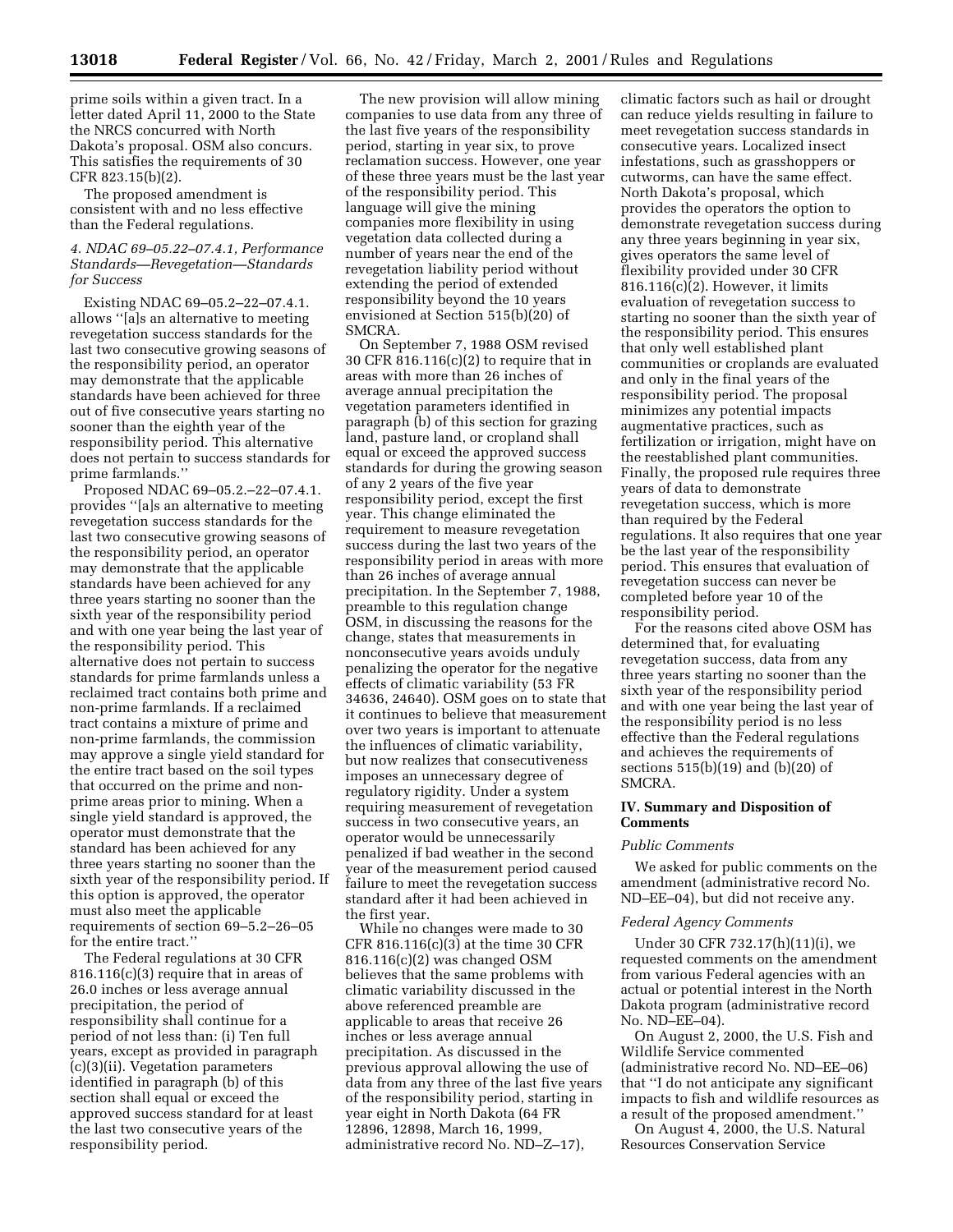prime soils within a given tract. In a letter dated April 11, 2000 to the State the NRCS concurred with North Dakota's proposal. OSM also concurs. This satisfies the requirements of 30 CFR 823.15(b)(2).

The proposed amendment is consistent with and no less effective than the Federal regulations.

### *4. NDAC 69–05.22–07.4.1, Performance Standards—Revegetation—Standards for Success*

Existing NDAC 69–05.2–22–07.4.1. allows ''[a]s an alternative to meeting revegetation success standards for the last two consecutive growing seasons of the responsibility period, an operator may demonstrate that the applicable standards have been achieved for three out of five consecutive years starting no sooner than the eighth year of the responsibility period. This alternative does not pertain to success standards for prime farmlands.''

Proposed NDAC 69–05.2.–22–07.4.1. provides ''[a]s an alternative to meeting revegetation success standards for the last two consecutive growing seasons of the responsibility period, an operator may demonstrate that the applicable standards have been achieved for any three years starting no sooner than the sixth year of the responsibility period and with one year being the last year of the responsibility period. This alternative does not pertain to success standards for prime farmlands unless a reclaimed tract contains both prime and non-prime farmlands. If a reclaimed tract contains a mixture of prime and non-prime farmlands, the commission may approve a single yield standard for the entire tract based on the soil types that occurred on the prime and non-prime areas prior to mining. When a single yield standard is approved, the operator must demonstrate that the standard has been achieved for any three years starting no sooner than the sixth year of the responsibility period. If this option is approved, the operator must also meet the applicable requirements of section 69–5.2–26–05 for the entire tract.''

The Federal regulations at 30 CFR 816.116(c)(3) require that in areas of 26.0 inches or less average annual precipitation, the period of responsibility shall continue for a period of not less than: (i) Ten full years, except as provided in paragraph (c)(3)(ii). Vegetation parameters identified in paragraph (b) of this section shall equal or exceed the approved success standard for at least the last two consecutive years of the responsibility period.

The new provision will allow mining companies to use data from any three of the last five years of the responsibility period, starting in year six, to prove reclamation success. However, one year of these three years must be the last year of the responsibility period. This language will give the mining companies more flexibility in using vegetation data collected during a number of years near the end of the revegetation liability period without extending the period of extended responsibility beyond the 10 years envisioned at Section 515(b)(20) of SMCRA.

On September 7, 1988 OSM revised 30 CFR 816.116(c)(2) to require that in areas with more than 26 inches of average annual precipitation the vegetation parameters identified in paragraph (b) of this section for grazing land, pasture land, or cropland shall equal or exceed the approved success standards for during the growing season of any 2 years of the five year responsibility period, except the first year. This change eliminated the requirement to measure revegetation success during the last two years of the responsibility period in areas with more than 26 inches of average annual precipitation. In the September 7, 1988, preamble to this regulation change OSM, in discussing the reasons for the change, states that measurements in nonconsecutive years avoids unduly penalizing the operator for the negative effects of climatic variability (53 FR 34636, 24640). OSM goes on to state that it continues to believe that measurement over two years is important to attenuate the influences of climatic variability, but now realizes that consecutiveness imposes an unnecessary degree of regulatory rigidity. Under a system requiring measurement of revegetation success in two consecutive years, an operator would be unnecessarily penalized if bad weather in the second year of the measurement period caused failure to meet the revegetation success standard after it had been achieved in the first year.

While no changes were made to 30 CFR 816.116(c)(3) at the time 30 CFR 816.116(c)(2) was changed OSM believes that the same problems with climatic variability discussed in the above referenced preamble are applicable to areas that receive 26 inches or less average annual precipitation. As discussed in the previous approval allowing the use of data from any three of the last five years of the responsibility period, starting in year eight in North Dakota (64 FR 12896, 12898, March 16, 1999, administrative record No. ND–Z–17), climatic factors such as hail or drought can reduce yields resulting in failure to meet revegetation success standards in consecutive years. Localized insect infestations, such as grasshoppers or cutworms, can have the same effect. North Dakota's proposal, which provides the operators the option to demonstrate revegetation success during any three years beginning in year six, gives operators the same level of flexibility provided under 30 CFR 816.116(c)(2). However, it limits evaluation of revegetation success to starting no sooner than the sixth year of the responsibility period. This ensures that only well established plant communities or croplands are evaluated and only in the final years of the responsibility period. The proposal minimizes any potential impacts augmentative practices, such as fertilization or irrigation, might have on the reestablished plant communities. Finally, the proposed rule requires three years of data to demonstrate revegetation success, which is more than required by the Federal regulations. It also requires that one year be the last year of the responsibility period. This ensures that evaluation of revegetation success can never be completed before year 10 of the responsibility period.

For the reasons cited above OSM has determined that, for evaluating revegetation success, data from any three years starting no sooner than the sixth year of the responsibility period and with one year being the last year of the responsibility period is no less effective than the Federal regulations and achieves the requirements of sections 515(b)(19) and (b)(20) of SMCRA.

## IV. Summary and Disposition of Comments

### *Public Comments*

We asked for public comments on the amendment (administrative record No. ND–EE–04), but did not receive any.

### *Federal Agency Comments*

Under 30 CFR 732.17(h)(11)(i), we requested comments on the amendment from various Federal agencies with an actual or potential interest in the North Dakota program (administrative record No. ND–EE–04).

On August 2, 2000, the U.S. Fish and Wildlife Service commented (administrative record No. ND–EE–06) that ''I do not anticipate any significant impacts to fish and wildlife resources as a result of the proposed amendment.''

On August 4, 2000, the U.S. Natural Resources Conservation Service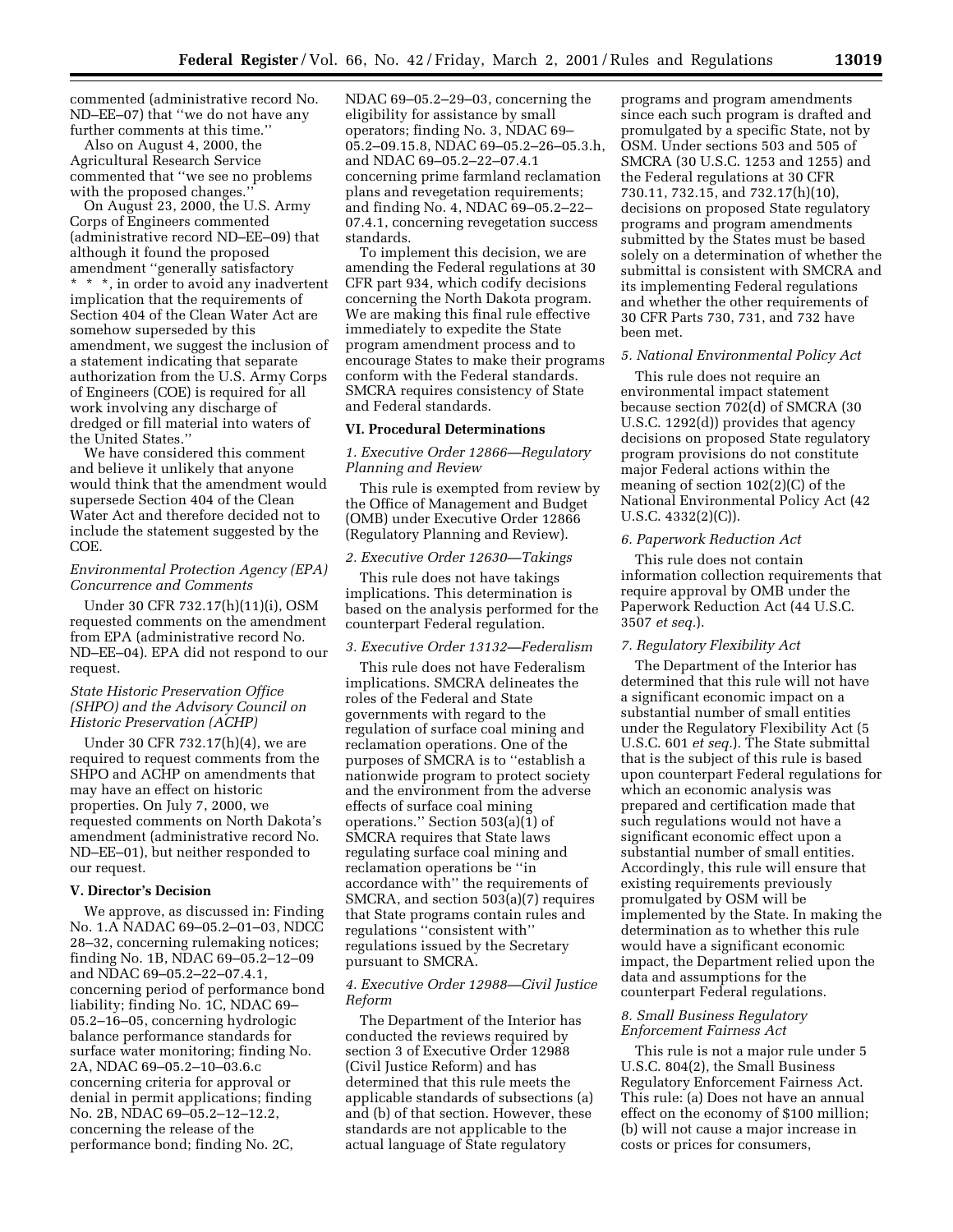commented (administrative record No. ND–EE–07) that ''we do not have any further comments at this time.''

Also on August 4, 2000, the Agricultural Research Service commented that ''we see no problems with the proposed changes.''

On August 23, 2000, the U.S. Army Corps of Engineers commented (administrative record ND–EE–09) that although it found the proposed amendment ''generally satisfactory * * *, in order to avoid any inadvertent implication that the requirements of Section 404 of the Clean Water Act are somehow superseded by this amendment, we suggest the inclusion of a statement indicating that separate authorization from the U.S. Army Corps of Engineers (COE) is required for all work involving any discharge of dredged or fill material into waters of the United States.''

We have considered this comment and believe it unlikely that anyone would think that the amendment would supersede Section 404 of the Clean Water Act and therefore decided not to include the statement suggested by the COE.

*Environmental Protection Agency (EPA) Concurrence and Comments*

Under 30 CFR 732.17(h)(11)(i), OSM requested comments on the amendment from EPA (administrative record No. ND–EE–04). EPA did not respond to our request.

*State Historic Preservation Office (SHPO) and the Advisory Council on Historic Preservation (ACHP)*

Under 30 CFR 732.17(h)(4), we are required to request comments from the SHPO and ACHP on amendments that may have an effect on historic properties. On July 7, 2000, we requested comments on North Dakota's amendment (administrative record No. ND–EE–01), but neither responded to our request.

**V. Director's Decision**

We approve, as discussed in: Finding No. 1.A NADAC 69–05.2–01–03, NDCC 28–32, concerning rulemaking notices; finding No. 1B, NDAC 69–05.2–12–09 and NDAC 69–05.2–22–07.4.1, concerning period of performance bond liability; finding No. 1C, NDAC 69–05.2–16–05, concerning hydrologic balance performance standards for surface water monitoring; finding No. 2A, NDAC 69–05.2–10–03.6.c concerning criteria for approval or denial in permit applications; finding No. 2B, NDAC 69–05.2–12–12.2, concerning the release of the performance bond; finding No. 2C, NDAC 69–05.2–29–03, concerning the eligibility for assistance by small operators; finding No. 3, NDAC 69–05.2–09.15.8, NDAC 69–05.2–26–05.3.h, and NDAC 69–05.2–22–07.4.1 concerning prime farmland reclamation plans and revegetation requirements; and finding No. 4, NDAC 69–05.2–22–07.4.1, concerning revegetation success standards.

To implement this decision, we are amending the Federal regulations at 30 CFR part 934, which codify decisions concerning the North Dakota program. We are making this final rule effective immediately to expedite the State program amendment process and to encourage States to make their programs conform with the Federal standards. SMCRA requires consistency of State and Federal standards.

**VI. Procedural Determinations**

*1. Executive Order 12866—Regulatory Planning and Review*

This rule is exempted from review by the Office of Management and Budget (OMB) under Executive Order 12866 (Regulatory Planning and Review).

*2. Executive Order 12630—Takings*

This rule does not have takings implications. This determination is based on the analysis performed for the counterpart Federal regulation.

*3. Executive Order 13132—Federalism*

This rule does not have Federalism implications. SMCRA delineates the roles of the Federal and State governments with regard to the regulation of surface coal mining and reclamation operations. One of the purposes of SMCRA is to ''establish a nationwide program to protect society and the environment from the adverse effects of surface coal mining operations.'' Section 503(a)(1) of SMCRA requires that State laws regulating surface coal mining and reclamation operations be ''in accordance with'' the requirements of SMCRA, and section 503(a)(7) requires that State programs contain rules and regulations ''consistent with'' regulations issued by the Secretary pursuant to SMCRA.

*4. Executive Order 12988—Civil Justice Reform*

The Department of the Interior has conducted the reviews required by section 3 of Executive Order 12988 (Civil Justice Reform) and has determined that this rule meets the applicable standards of subsections (a) and (b) of that section. However, these standards are not applicable to the actual language of State regulatory programs and program amendments since each such program is drafted and promulgated by a specific State, not by OSM. Under sections 503 and 505 of SMCRA (30 U.S.C. 1253 and 1255) and the Federal regulations at 30 CFR 730.11, 732.15, and 732.17(h)(10), decisions on proposed State regulatory programs and program amendments submitted by the States must be based solely on a determination of whether the submittal is consistent with SMCRA and its implementing Federal regulations and whether the other requirements of 30 CFR Parts 730, 731, and 732 have been met.

*5. National Environmental Policy Act*

This rule does not require an environmental impact statement because section 702(d) of SMCRA (30 U.S.C. 1292(d)) provides that agency decisions on proposed State regulatory program provisions do not constitute major Federal actions within the meaning of section 102(2)(C) of the National Environmental Policy Act (42 U.S.C. 4332(2)(C)).

*6. Paperwork Reduction Act*

This rule does not contain information collection requirements that require approval by OMB under the Paperwork Reduction Act (44 U.S.C. 3507 *et seq.*).

*7. Regulatory Flexibility Act*

The Department of the Interior has determined that this rule will not have a significant economic impact on a substantial number of small entities under the Regulatory Flexibility Act (5 U.S.C. 601 *et seq.*). The State submittal that is the subject of this rule is based upon counterpart Federal regulations for which an economic analysis was prepared and certification made that such regulations would not have a significant economic effect upon a substantial number of small entities. Accordingly, this rule will ensure that existing requirements previously promulgated by OSM will be implemented by the State. In making the determination as to whether this rule would have a significant economic impact, the Department relied upon the data and assumptions for the counterpart Federal regulations.

*8. Small Business Regulatory Enforcement Fairness Act*

This rule is not a major rule under 5 U.S.C. 804(2), the Small Business Regulatory Enforcement Fairness Act. This rule: (a) Does not have an annual effect on the economy of $100 million; (b) will not cause a major increase in costs or prices for consumers,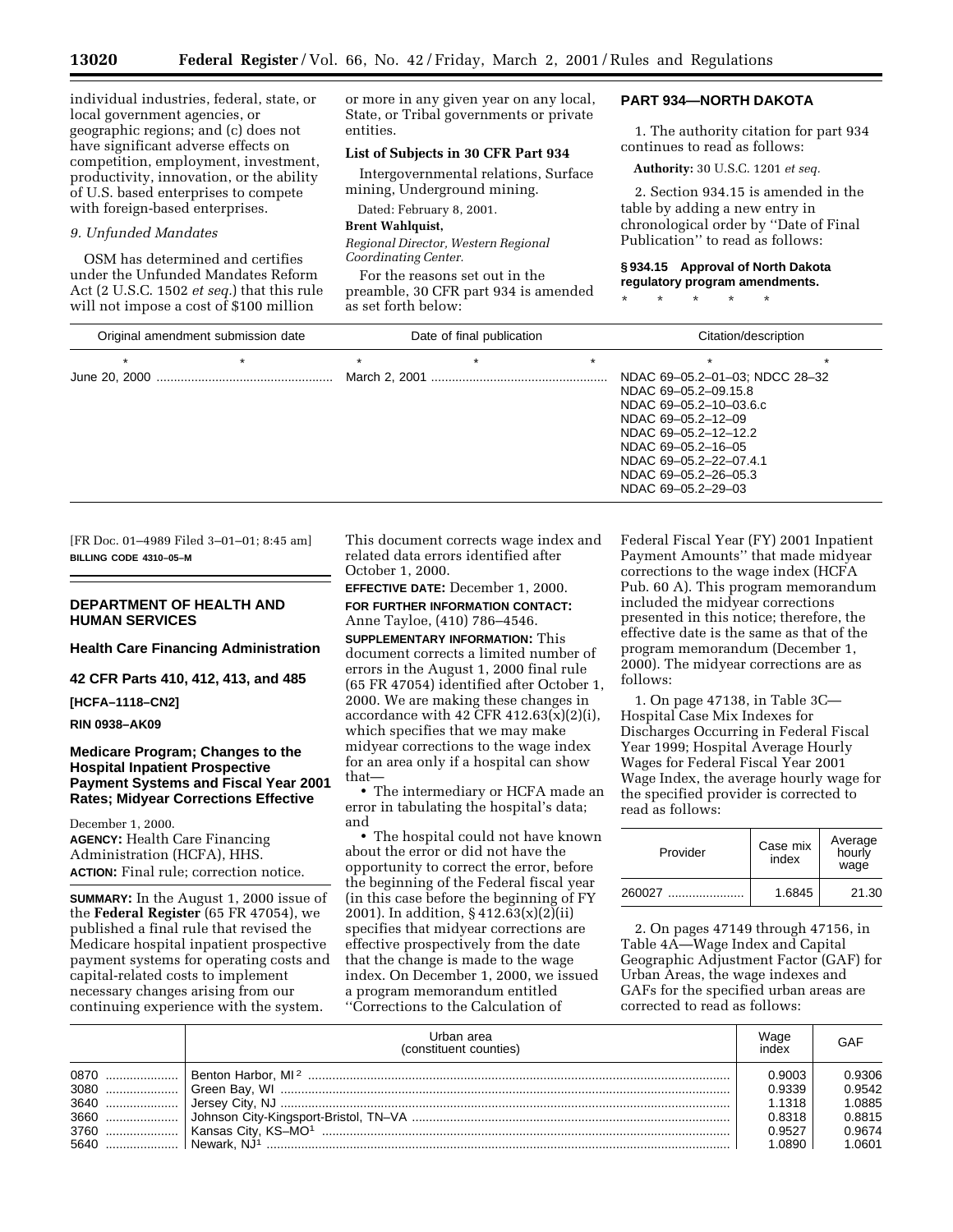individual industries, federal, state, or local government agencies, or geographic regions; and (c) does not have significant adverse effects on competition, employment, investment, productivity, innovation, or the ability of U.S. based enterprises to compete with foreign-based enterprises.

*9. Unfunded Mandates*

OSM has determined and certifies under the Unfunded Mandates Reform Act (2 U.S.C. 1502 *et seq.*) that this rule will not impose a cost of $100 million or more in any given year on any local, State, or Tribal governments or private entities.

**List of Subjects in 30 CFR Part 934**

Intergovernmental relations, Surface mining, Underground mining.

Dated: February 8, 2001.

**Brent Wahlquist,**

*Regional Director, Western Regional Coordinating Center.*

For the reasons set out in the preamble, 30 CFR part 934 is amended as set forth below:

## PART 934—NORTH DAKOTA

1. The authority citation for part 934 continues to read as follows:

**Authority:** 30 U.S.C. 1201 *et seq.*

2. Section 934.15 is amended in the table by adding a new entry in chronological order by ''Date of Final Publication'' to read as follows:

**§ 934.15 Approval of North Dakota regulatory program amendments.**

\* \* \* \* \*

| Original amendment submission date | Date of final publication | Citation/description |
|---|---|---|
| \* \* | \* \* \* | \* \* |
| June 20, 2000 | March 2, 2001 | NDAC 69–05.2–01–03; NDCC 28–32<br>NDAC 69–05.2–09.15.8<br>NDAC 69–05.2–10–03.6.c<br>NDAC 69–05.2–12–09<br>NDAC 69–05.2–12–12.2<br>NDAC 69–05.2–16–05<br>NDAC 69–05.2–22–07.4.1<br>NDAC 69–05.2–26–05.3<br>NDAC 69–05.2–29–03 |

[FR Doc. 01–4989 Filed 3–01–01; 8:45 am]

**BILLING CODE 4310–05–M**

## DEPARTMENT OF HEALTH AND HUMAN SERVICES

### Health Care Financing Administration

### 42 CFR Parts 410, 412, 413, and 485

**[HCFA–1118–CN2]**

**RIN 0938–AK09**

### Medicare Program; Changes to the Hospital Inpatient Prospective Payment Systems and Fiscal Year 2001 Rates; Midyear Corrections Effective December 1, 2000.

**AGENCY:** Health Care Financing Administration (HCFA), HHS.

**ACTION:** Final rule; correction notice.

**SUMMARY:** In the August 1, 2000 issue of the **Federal Register** (65 FR 47054), we published a final rule that revised the Medicare hospital inpatient prospective payment systems for operating costs and capital-related costs to implement necessary changes arising from our continuing experience with the system. This document corrects wage index and related data errors identified after October 1, 2000.

**EFFECTIVE DATE:** December 1, 2000.

**FOR FURTHER INFORMATION CONTACT:** Anne Tayloe, (410) 786–4546.

**SUPPLEMENTARY INFORMATION:** This document corrects a limited number of errors in the August 1, 2000 final rule (65 FR 47054) identified after October 1, 2000. We are making these changes in accordance with 42 CFR 412.63(x)(2)(i), which specifies that we may make midyear corrections to the wage index for an area only if a hospital can show that—

- The intermediary or HCFA made an error in tabulating the hospital's data; and
- The hospital could not have known about the error or did not have the opportunity to correct the error, before the beginning of the Federal fiscal year (in this case before the beginning of FY 2001). In addition, § 412.63(x)(2)(ii) specifies that midyear corrections are effective prospectively from the date that the change is made to the wage index. On December 1, 2000, we issued a program memorandum entitled ''Corrections to the Calculation of Federal Fiscal Year (FY) 2001 Inpatient Payment Amounts'' that made midyear corrections to the wage index (HCFA Pub. 60 A). This program memorandum included the midyear corrections presented in this notice; therefore, the effective date is the same as that of the program memorandum (December 1, 2000). The midyear corrections are as follows:

1. On page 47138, in Table 3C—Hospital Case Mix Indexes for Discharges Occurring in Federal Fiscal Year 1999; Hospital Average Hourly Wages for Federal Fiscal Year 2001 Wage Index, the average hourly wage for the specified provider is corrected to read as follows:

| Provider | Case mix index | Average hourly wage |
|---|---|---|
| 260027 | 1.6845 | 21.30 |

2. On pages 47149 through 47156, in Table 4A—Wage Index and Capital Geographic Adjustment Factor (GAF) for Urban Areas, the wage indexes and GAFs for the specified urban areas are corrected to read as follows:

| | Urban area (constituent counties) | Wage index | GAF |
|---|---|---|---|
| 0870 | Benton Harbor, MI [2] | 0.9003 | 0.9306 |
| 3080 | Green Bay, WI | 0.9339 | 0.9542 |
| 3640 | Jersey City, NJ | 1.1318 | 1.0885 |
| 3660 | Johnson City-Kingsport-Bristol, TN–VA | 0.8318 | 0.8815 |
| 3760 | Kansas City, KS–MO[1] | 0.9527 | 0.9674 |
| 5640 | Newark, NJ[1] | 1.0890 | 1.0601 |